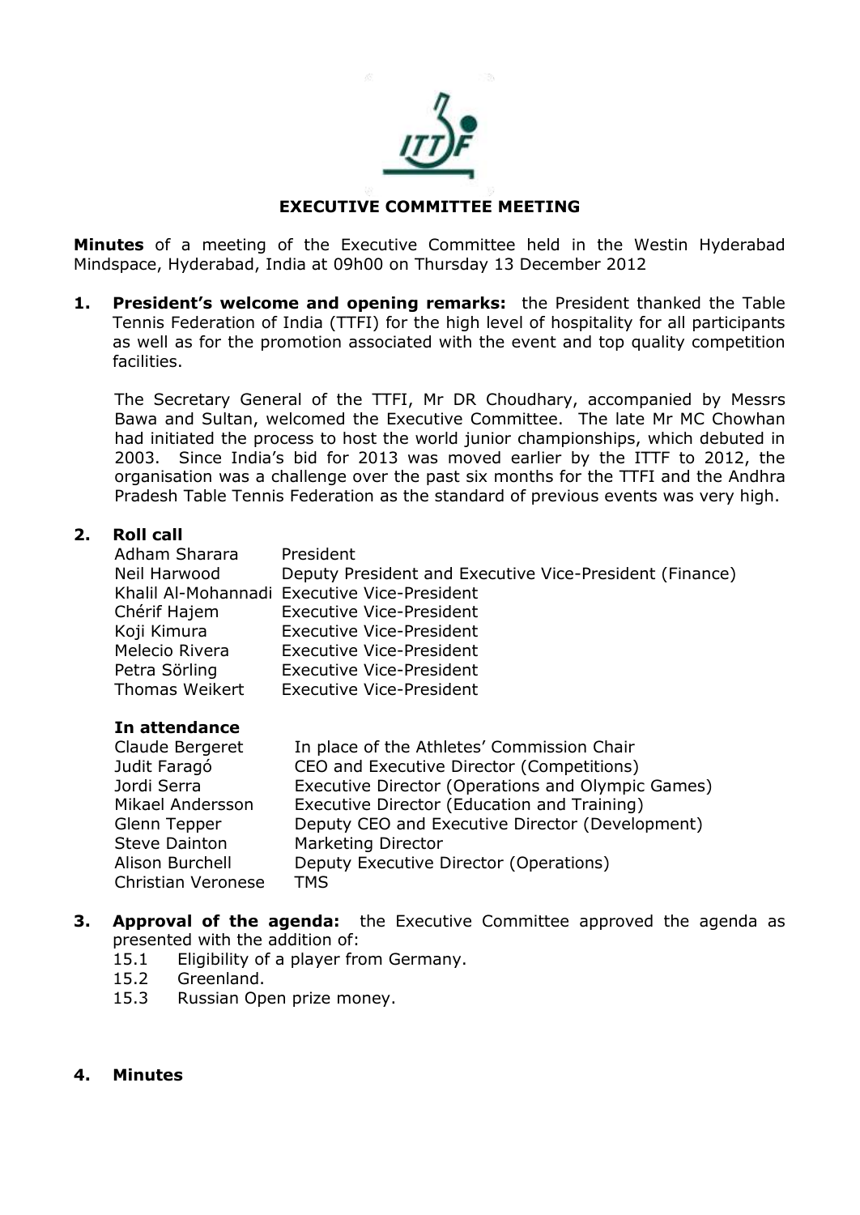# EXECUTIVE COMMITTEE MEETING

**Minutes** of a meeting of the Executive Committee held in the Westin Hyderabad Mindspace, Hyderabad, India at 09h00 on Thursday 13 December 2012

1. **President's welcome and opening remarks:** the President thanked the Table Tennis Federation of India (TTFI) for the high level of hospitality for all participants as well as for the promotion associated with the event and top quality competition facilities.

   The Secretary General of the TTFI, Mr DR Choudhary, accompanied by Messrs Bawa and Sultan, welcomed the Executive Committee. The late Mr MC Chowhan had initiated the process to host the world junior championships, which debuted in 2003. Since India's bid for 2013 was moved earlier by the ITTF to 2012, the organisation was a challenge over the past six months for the TTFI and the Andhra Pradesh Table Tennis Federation as the standard of previous events was very high.

2. **Roll call**

| | |
|---|---|
| Adham Sharara | President |
| Neil Harwood | Deputy President and Executive Vice-President (Finance) |
| Khalil Al-Mohannadi | Executive Vice-President |
| Chérif Hajem | Executive Vice-President |
| Koji Kimura | Executive Vice-President |
| Melecio Rivera | Executive Vice-President |
| Petra Sörling | Executive Vice-President |
| Thomas Weikert | Executive Vice-President |

   **In attendance**

| | |
|---|---|
| Claude Bergeret | In place of the Athletes' Commission Chair |
| Judit Faragó | CEO and Executive Director (Competitions) |
| Jordi Serra | Executive Director (Operations and Olympic Games) |
| Mikael Andersson | Executive Director (Education and Training) |
| Glenn Tepper | Deputy CEO and Executive Director (Development) |
| Steve Dainton | Marketing Director |
| Alison Burchell | Deputy Executive Director (Operations) |
| Christian Veronese | TMS |

3. **Approval of the agenda:** the Executive Committee approved the agenda as presented with the addition of:
   - 15.1 Eligibility of a player from Germany.
   - 15.2 Greenland.
   - 15.3 Russian Open prize money.

4. **Minutes**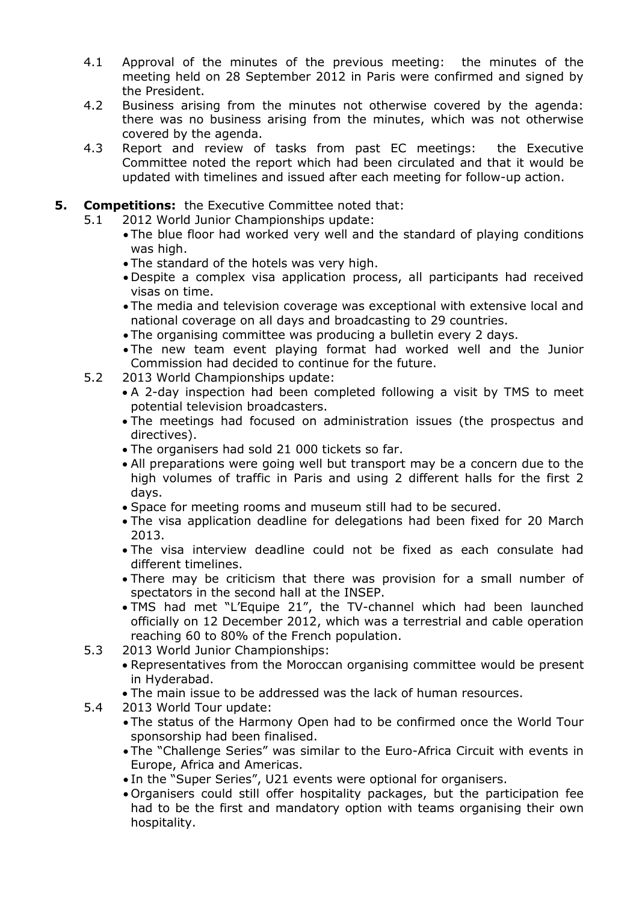4.1 Approval of the minutes of the previous meeting: the minutes of the meeting held on 28 September 2012 in Paris were confirmed and signed by the President.

4.2 Business arising from the minutes not otherwise covered by the agenda: there was no business arising from the minutes, which was not otherwise covered by the agenda.

4.3 Report and review of tasks from past EC meetings: the Executive Committee noted the report which had been circulated and that it would be updated with timelines and issued after each meeting for follow-up action.

**5. Competitions:** the Executive Committee noted that:

5.1 2012 World Junior Championships update:

- The blue floor had worked very well and the standard of playing conditions was high.
- The standard of the hotels was very high.
- Despite a complex visa application process, all participants had received visas on time.
- The media and television coverage was exceptional with extensive local and national coverage on all days and broadcasting to 29 countries.
- The organising committee was producing a bulletin every 2 days.
- The new team event playing format had worked well and the Junior Commission had decided to continue for the future.

5.2 2013 World Championships update:

- A 2-day inspection had been completed following a visit by TMS to meet potential television broadcasters.
- The meetings had focused on administration issues (the prospectus and directives).
- The organisers had sold 21 000 tickets so far.
- All preparations were going well but transport may be a concern due to the high volumes of traffic in Paris and using 2 different halls for the first 2 days.
- Space for meeting rooms and museum still had to be secured.
- The visa application deadline for delegations had been fixed for 20 March 2013.
- The visa interview deadline could not be fixed as each consulate had different timelines.
- There may be criticism that there was provision for a small number of spectators in the second hall at the INSEP.
- TMS had met "L'Equipe 21", the TV-channel which had been launched officially on 12 December 2012, which was a terrestrial and cable operation reaching 60 to 80% of the French population.

5.3 2013 World Junior Championships:

- Representatives from the Moroccan organising committee would be present in Hyderabad.
- The main issue to be addressed was the lack of human resources.

5.4 2013 World Tour update:

- The status of the Harmony Open had to be confirmed once the World Tour sponsorship had been finalised.
- The "Challenge Series" was similar to the Euro-Africa Circuit with events in Europe, Africa and Americas.
- In the "Super Series", U21 events were optional for organisers.
- Organisers could still offer hospitality packages, but the participation fee had to be the first and mandatory option with teams organising their own hospitality.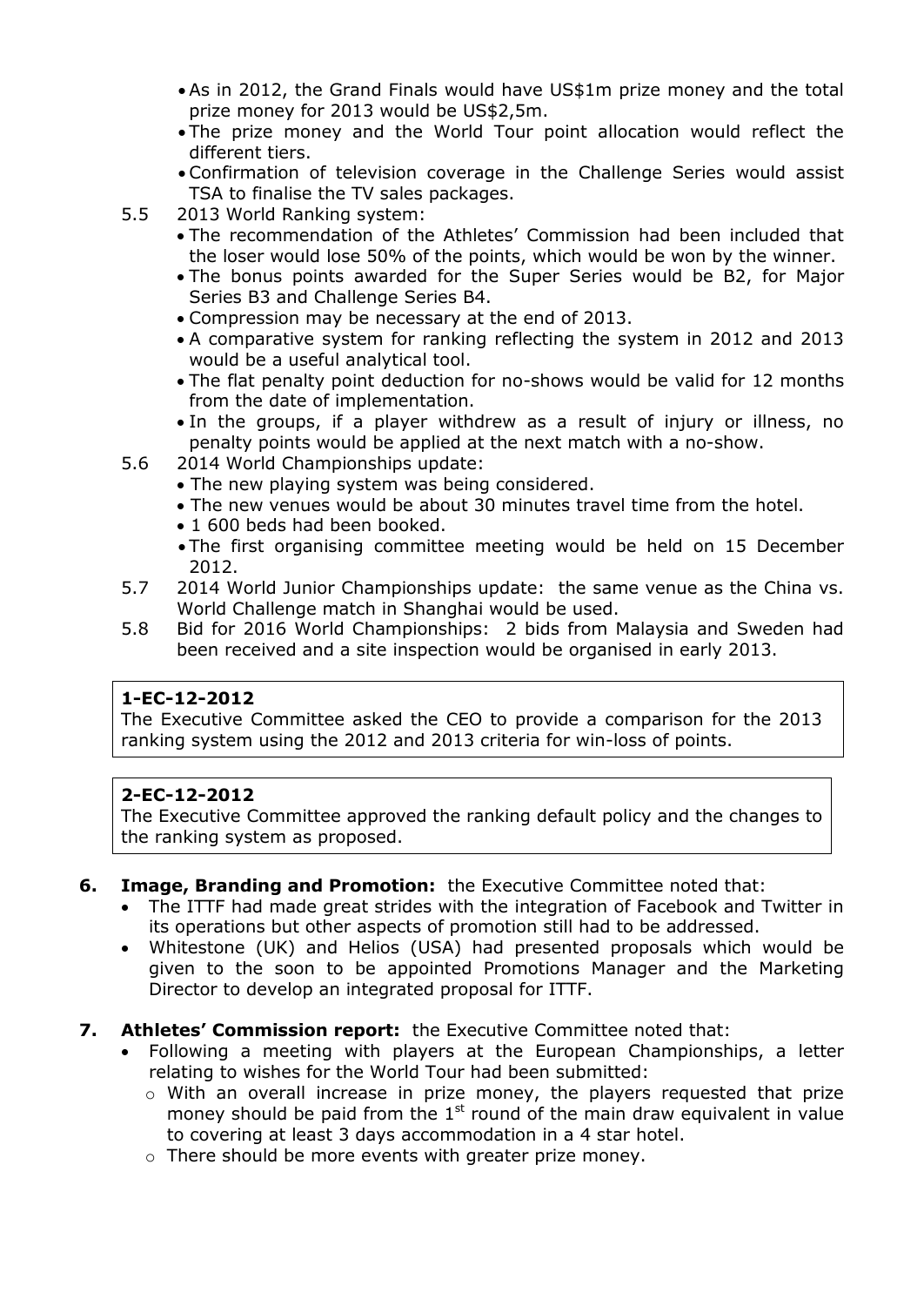- As in 2012, the Grand Finals would have US$1m prize money and the total prize money for 2013 would be US$2,5m.
- The prize money and the World Tour point allocation would reflect the different tiers.
- Confirmation of television coverage in the Challenge Series would assist TSA to finalise the TV sales packages.

5.5 2013 World Ranking system:

- The recommendation of the Athletes' Commission had been included that the loser would lose 50% of the points, which would be won by the winner.
- The bonus points awarded for the Super Series would be B2, for Major Series B3 and Challenge Series B4.
- Compression may be necessary at the end of 2013.
- A comparative system for ranking reflecting the system in 2012 and 2013 would be a useful analytical tool.
- The flat penalty point deduction for no-shows would be valid for 12 months from the date of implementation.
- In the groups, if a player withdrew as a result of injury or illness, no penalty points would be applied at the next match with a no-show.

5.6 2014 World Championships update:

- The new playing system was being considered.
- The new venues would be about 30 minutes travel time from the hotel.
- 1 600 beds had been booked.
- The first organising committee meeting would be held on 15 December 2012.

5.7 2014 World Junior Championships update: the same venue as the China vs. World Challenge match in Shanghai would be used.

5.8 Bid for 2016 World Championships: 2 bids from Malaysia and Sweden had been received and a site inspection would be organised in early 2013.

**1-EC-12-2012**
The Executive Committee asked the CEO to provide a comparison for the 2013 ranking system using the 2012 and 2013 criteria for win-loss of points.

**2-EC-12-2012**
The Executive Committee approved the ranking default policy and the changes to the ranking system as proposed.

**6. Image, Branding and Promotion:** the Executive Committee noted that:

- The ITTF had made great strides with the integration of Facebook and Twitter in its operations but other aspects of promotion still had to be addressed.
- Whitestone (UK) and Helios (USA) had presented proposals which would be given to the soon to be appointed Promotions Manager and the Marketing Director to develop an integrated proposal for ITTF.

**7. Athletes' Commission report:** the Executive Committee noted that:

- Following a meeting with players at the European Championships, a letter relating to wishes for the World Tour had been submitted:
  - With an overall increase in prize money, the players requested that prize money should be paid from the 1st round of the main draw equivalent in value to covering at least 3 days accommodation in a 4 star hotel.
  - There should be more events with greater prize money.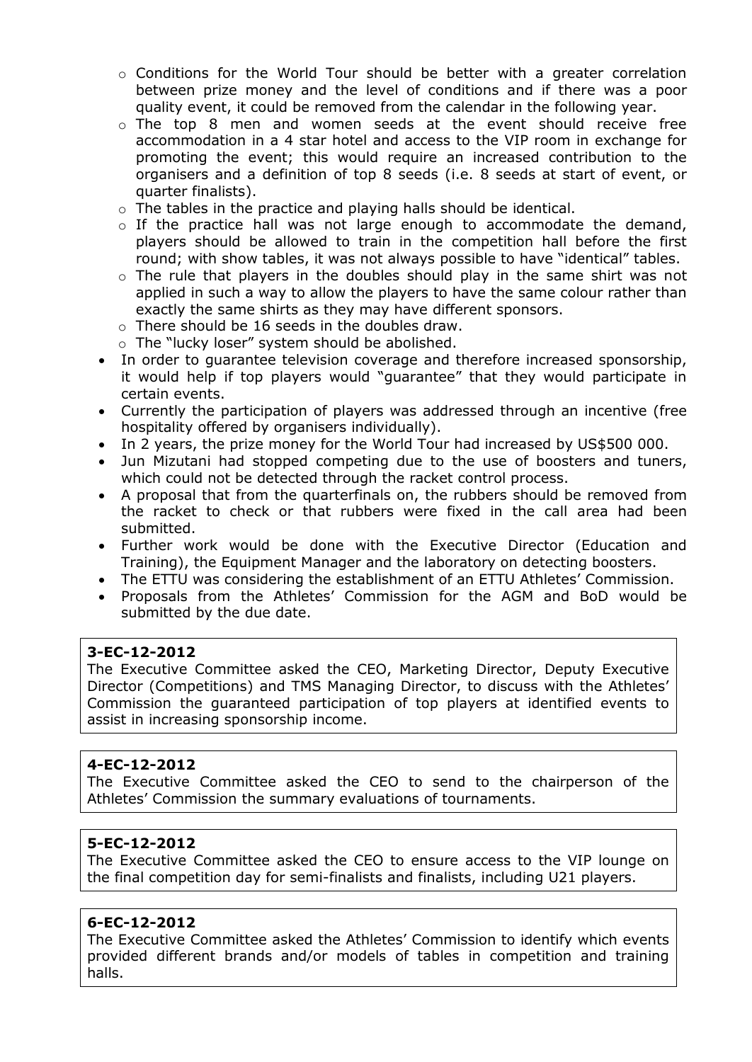- Conditions for the World Tour should be better with a greater correlation between prize money and the level of conditions and if there was a poor quality event, it could be removed from the calendar in the following year.
    - The top 8 men and women seeds at the event should receive free accommodation in a 4 star hotel and access to the VIP room in exchange for promoting the event; this would require an increased contribution to the organisers and a definition of top 8 seeds (i.e. 8 seeds at start of event, or quarter finalists).
    - The tables in the practice and playing halls should be identical.
    - If the practice hall was not large enough to accommodate the demand, players should be allowed to train in the competition hall before the first round; with show tables, it was not always possible to have "identical" tables.
    - The rule that players in the doubles should play in the same shirt was not applied in such a way to allow the players to have the same colour rather than exactly the same shirts as they may have different sponsors.
    - There should be 16 seeds in the doubles draw.
    - The "lucky loser" system should be abolished.
- In order to guarantee television coverage and therefore increased sponsorship, it would help if top players would "guarantee" that they would participate in certain events.
- Currently the participation of players was addressed through an incentive (free hospitality offered by organisers individually).
- In 2 years, the prize money for the World Tour had increased by US$500 000.
- Jun Mizutani had stopped competing due to the use of boosters and tuners, which could not be detected through the racket control process.
- A proposal that from the quarterfinals on, the rubbers should be removed from the racket to check or that rubbers were fixed in the call area had been submitted.
- Further work would be done with the Executive Director (Education and Training), the Equipment Manager and the laboratory on detecting boosters.
- The ETTU was considering the establishment of an ETTU Athletes' Commission.
- Proposals from the Athletes' Commission for the AGM and BoD would be submitted by the due date.

**3-EC-12-2012**
The Executive Committee asked the CEO, Marketing Director, Deputy Executive Director (Competitions) and TMS Managing Director, to discuss with the Athletes' Commission the guaranteed participation of top players at identified events to assist in increasing sponsorship income.

**4-EC-12-2012**
The Executive Committee asked the CEO to send to the chairperson of the Athletes' Commission the summary evaluations of tournaments.

**5-EC-12-2012**
The Executive Committee asked the CEO to ensure access to the VIP lounge on the final competition day for semi-finalists and finalists, including U21 players.

**6-EC-12-2012**
The Executive Committee asked the Athletes' Commission to identify which events provided different brands and/or models of tables in competition and training halls.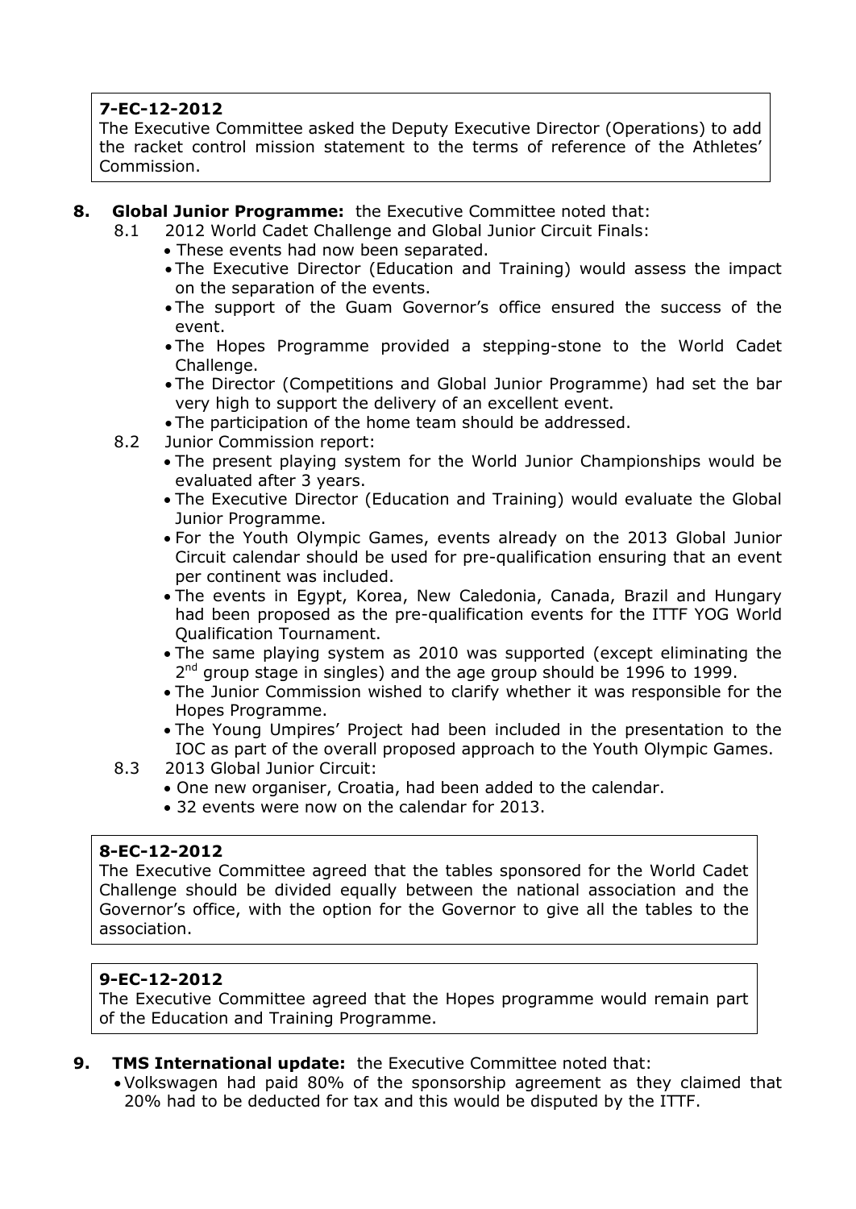**7-EC-12-2012**
The Executive Committee asked the Deputy Executive Director (Operations) to add the racket control mission statement to the terms of reference of the Athletes' Commission.

**8. Global Junior Programme:** the Executive Committee noted that:

8.1 2012 World Cadet Challenge and Global Junior Circuit Finals:

- These events had now been separated.
- The Executive Director (Education and Training) would assess the impact on the separation of the events.
- The support of the Guam Governor's office ensured the success of the event.
- The Hopes Programme provided a stepping-stone to the World Cadet Challenge.
- The Director (Competitions and Global Junior Programme) had set the bar very high to support the delivery of an excellent event.
- The participation of the home team should be addressed.

8.2 Junior Commission report:

- The present playing system for the World Junior Championships would be evaluated after 3 years.
- The Executive Director (Education and Training) would evaluate the Global Junior Programme.
- For the Youth Olympic Games, events already on the 2013 Global Junior Circuit calendar should be used for pre-qualification ensuring that an event per continent was included.
- The events in Egypt, Korea, New Caledonia, Canada, Brazil and Hungary had been proposed as the pre-qualification events for the ITTF YOG World Qualification Tournament.
- The same playing system as 2010 was supported (except eliminating the 2nd group stage in singles) and the age group should be 1996 to 1999.
- The Junior Commission wished to clarify whether it was responsible for the Hopes Programme.
- The Young Umpires' Project had been included in the presentation to the IOC as part of the overall proposed approach to the Youth Olympic Games.

8.3 2013 Global Junior Circuit:

- One new organiser, Croatia, had been added to the calendar.
- 32 events were now on the calendar for 2013.

**8-EC-12-2012**
The Executive Committee agreed that the tables sponsored for the World Cadet Challenge should be divided equally between the national association and the Governor's office, with the option for the Governor to give all the tables to the association.

**9-EC-12-2012**
The Executive Committee agreed that the Hopes programme would remain part of the Education and Training Programme.

**9. TMS International update:** the Executive Committee noted that:

- Volkswagen had paid 80% of the sponsorship agreement as they claimed that 20% had to be deducted for tax and this would be disputed by the ITTF.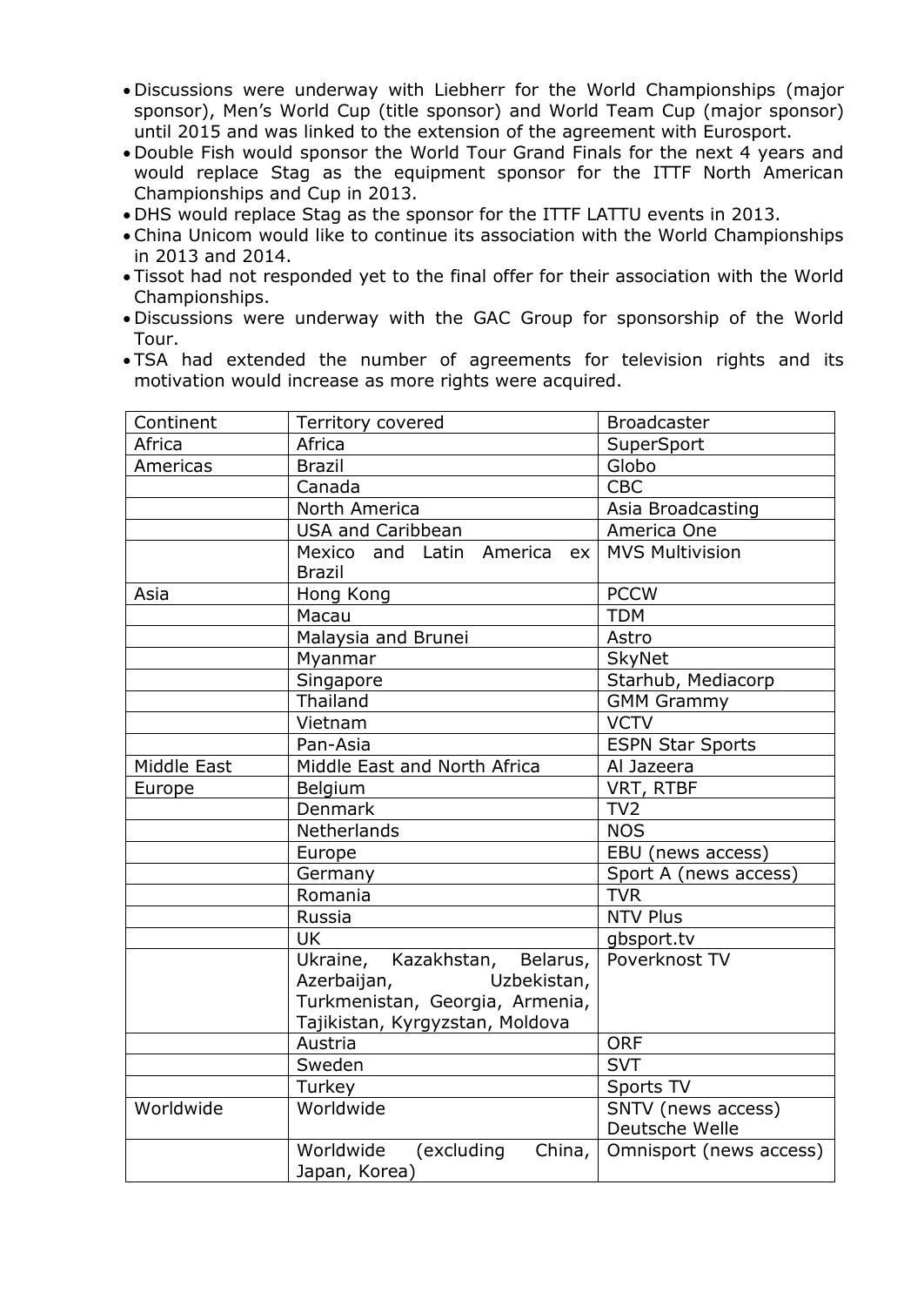- Discussions were underway with Liebherr for the World Championships (major sponsor), Men's World Cup (title sponsor) and World Team Cup (major sponsor) until 2015 and was linked to the extension of the agreement with Eurosport.
- Double Fish would sponsor the World Tour Grand Finals for the next 4 years and would replace Stag as the equipment sponsor for the ITTF North American Championships and Cup in 2013.
- DHS would replace Stag as the sponsor for the ITTF LATTU events in 2013.
- China Unicom would like to continue its association with the World Championships in 2013 and 2014.
- Tissot had not responded yet to the final offer for their association with the World Championships.
- Discussions were underway with the GAC Group for sponsorship of the World Tour.
- TSA had extended the number of agreements for television rights and its motivation would increase as more rights were acquired.

| Continent | Territory covered | Broadcaster |
|---|---|---|
| Africa | Africa | SuperSport |
| Americas | Brazil | Globo |
| | Canada | CBC |
| | North America | Asia Broadcasting |
| | USA and Caribbean | America One |
| | Mexico and Latin America ex Brazil | MVS Multivision |
| Asia | Hong Kong | PCCW |
| | Macau | TDM |
| | Malaysia and Brunei | Astro |
| | Myanmar | SkyNet |
| | Singapore | Starhub, Mediacorp |
| | Thailand | GMM Grammy |
| | Vietnam | VCTV |
| | Pan-Asia | ESPN Star Sports |
| Middle East | Middle East and North Africa | Al Jazeera |
| Europe | Belgium | VRT, RTBF |
| | Denmark | TV2 |
| | Netherlands | NOS |
| | Europe | EBU (news access) |
| | Germany | Sport A (news access) |
| | Romania | TVR |
| | Russia | NTV Plus |
| | UK | gbsport.tv |
| | Ukraine, Kazakhstan, Belarus, Azerbaijan, Uzbekistan, Turkmenistan, Georgia, Armenia, Tajikistan, Kyrgyzstan, Moldova | Poverknost TV |
| | Austria | ORF |
| | Sweden | SVT |
| | Turkey | Sports TV |
| Worldwide | Worldwide | SNTV (news access) Deutsche Welle |
| | Worldwide (excluding China, Japan, Korea) | Omnisport (news access) |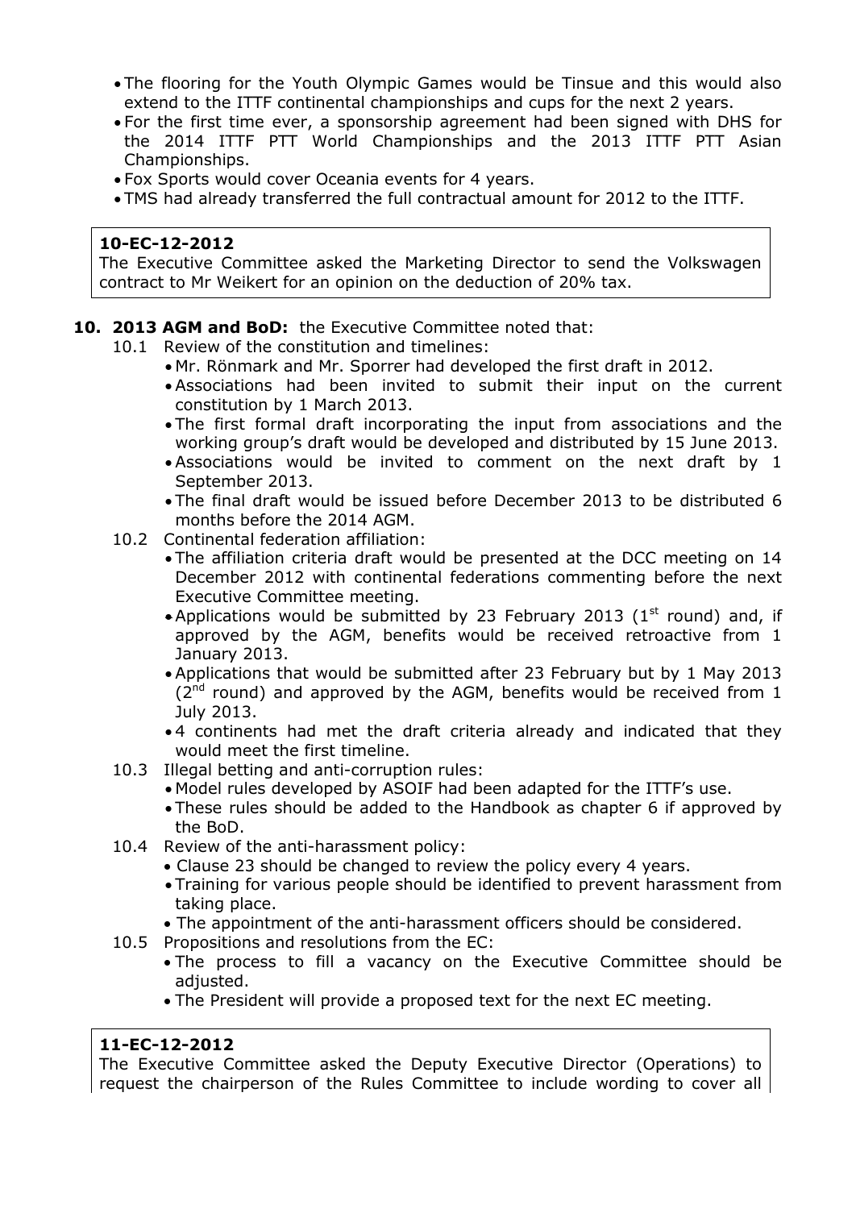- The flooring for the Youth Olympic Games would be Tinsue and this would also extend to the ITTF continental championships and cups for the next 2 years.
- For the first time ever, a sponsorship agreement had been signed with DHS for the 2014 ITTF PTT World Championships and the 2013 ITTF PTT Asian Championships.
- Fox Sports would cover Oceania events for 4 years.
- TMS had already transferred the full contractual amount for 2012 to the ITTF.

**10-EC-12-2012**
The Executive Committee asked the Marketing Director to send the Volkswagen contract to Mr Weikert for an opinion on the deduction of 20% tax.

**10. 2013 AGM and BoD:** the Executive Committee noted that:

10.1 Review of the constitution and timelines:
- Mr. Rönmark and Mr. Sporrer had developed the first draft in 2012.
- Associations had been invited to submit their input on the current constitution by 1 March 2013.
- The first formal draft incorporating the input from associations and the working group's draft would be developed and distributed by 15 June 2013.
- Associations would be invited to comment on the next draft by 1 September 2013.
- The final draft would be issued before December 2013 to be distributed 6 months before the 2014 AGM.

10.2 Continental federation affiliation:
- The affiliation criteria draft would be presented at the DCC meeting on 14 December 2012 with continental federations commenting before the next Executive Committee meeting.
- Applications would be submitted by 23 February 2013 (1st round) and, if approved by the AGM, benefits would be received retroactive from 1 January 2013.
- Applications that would be submitted after 23 February but by 1 May 2013 (2nd round) and approved by the AGM, benefits would be received from 1 July 2013.
- 4 continents had met the draft criteria already and indicated that they would meet the first timeline.

10.3 Illegal betting and anti-corruption rules:
- Model rules developed by ASOIF had been adapted for the ITTF's use.
- These rules should be added to the Handbook as chapter 6 if approved by the BoD.

10.4 Review of the anti-harassment policy:
- Clause 23 should be changed to review the policy every 4 years.
- Training for various people should be identified to prevent harassment from taking place.
- The appointment of the anti-harassment officers should be considered.

10.5 Propositions and resolutions from the EC:
- The process to fill a vacancy on the Executive Committee should be adjusted.
- The President will provide a proposed text for the next EC meeting.

**11-EC-12-2012**
The Executive Committee asked the Deputy Executive Director (Operations) to request the chairperson of the Rules Committee to include wording to cover all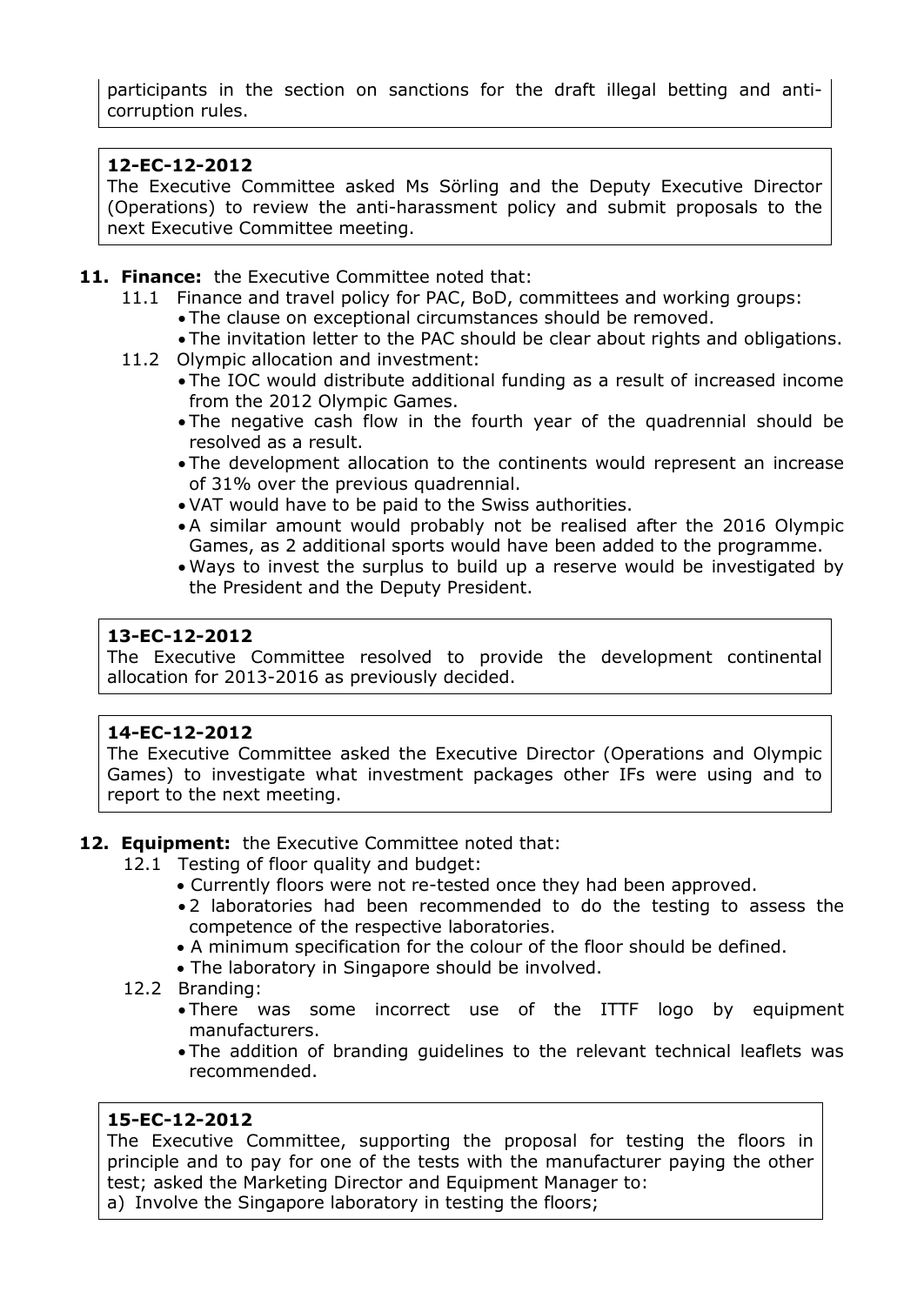participants in the section on sanctions for the draft illegal betting and anti-corruption rules.

**12-EC-12-2012**
The Executive Committee asked Ms Sörling and the Deputy Executive Director (Operations) to review the anti-harassment policy and submit proposals to the next Executive Committee meeting.

**11. Finance:** the Executive Committee noted that:

- 11.1 Finance and travel policy for PAC, BoD, committees and working groups:
  - The clause on exceptional circumstances should be removed.
  - The invitation letter to the PAC should be clear about rights and obligations.
- 11.2 Olympic allocation and investment:
  - The IOC would distribute additional funding as a result of increased income from the 2012 Olympic Games.
  - The negative cash flow in the fourth year of the quadrennial should be resolved as a result.
  - The development allocation to the continents would represent an increase of 31% over the previous quadrennial.
  - VAT would have to be paid to the Swiss authorities.
  - A similar amount would probably not be realised after the 2016 Olympic Games, as 2 additional sports would have been added to the programme.
  - Ways to invest the surplus to build up a reserve would be investigated by the President and the Deputy President.

**13-EC-12-2012**
The Executive Committee resolved to provide the development continental allocation for 2013-2016 as previously decided.

**14-EC-12-2012**
The Executive Committee asked the Executive Director (Operations and Olympic Games) to investigate what investment packages other IFs were using and to report to the next meeting.

**12. Equipment:** the Executive Committee noted that:

- 12.1 Testing of floor quality and budget:
  - Currently floors were not re-tested once they had been approved.
  - 2 laboratories had been recommended to do the testing to assess the competence of the respective laboratories.
  - A minimum specification for the colour of the floor should be defined.
  - The laboratory in Singapore should be involved.
- 12.2 Branding:
  - There was some incorrect use of the ITTF logo by equipment manufacturers.
  - The addition of branding guidelines to the relevant technical leaflets was recommended.

**15-EC-12-2012**
The Executive Committee, supporting the proposal for testing the floors in principle and to pay for one of the tests with the manufacturer paying the other test; asked the Marketing Director and Equipment Manager to:
a) Involve the Singapore laboratory in testing the floors;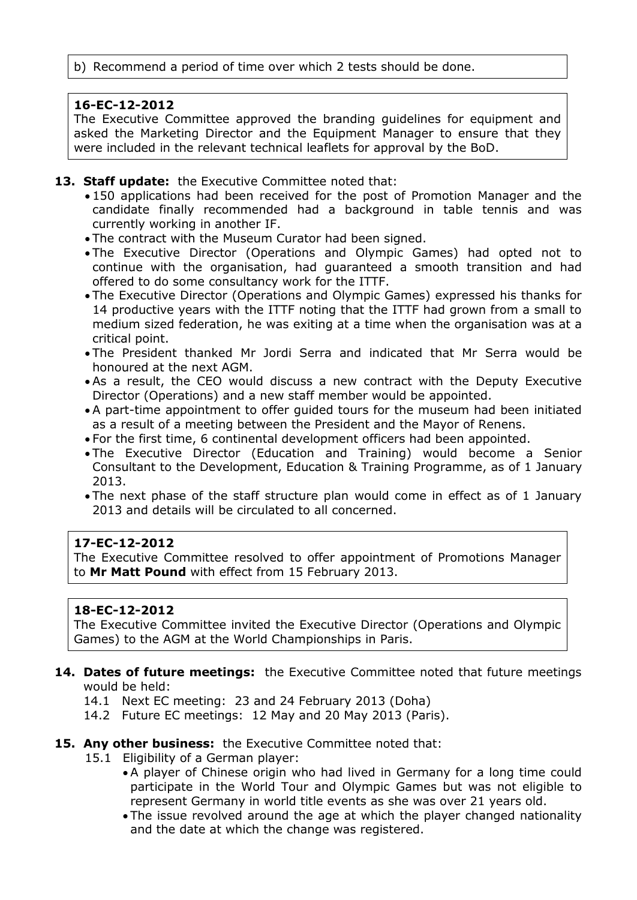b) Recommend a period of time over which 2 tests should be done.

**16-EC-12-2012**
The Executive Committee approved the branding guidelines for equipment and asked the Marketing Director and the Equipment Manager to ensure that they were included in the relevant technical leaflets for approval by the BoD.

**13. Staff update:** the Executive Committee noted that:

- 150 applications had been received for the post of Promotion Manager and the candidate finally recommended had a background in table tennis and was currently working in another IF.
- The contract with the Museum Curator had been signed.
- The Executive Director (Operations and Olympic Games) had opted not to continue with the organisation, had guaranteed a smooth transition and had offered to do some consultancy work for the ITTF.
- The Executive Director (Operations and Olympic Games) expressed his thanks for 14 productive years with the ITTF noting that the ITTF had grown from a small to medium sized federation, he was exiting at a time when the organisation was at a critical point.
- The President thanked Mr Jordi Serra and indicated that Mr Serra would be honoured at the next AGM.
- As a result, the CEO would discuss a new contract with the Deputy Executive Director (Operations) and a new staff member would be appointed.
- A part-time appointment to offer guided tours for the museum had been initiated as a result of a meeting between the President and the Mayor of Renens.
- For the first time, 6 continental development officers had been appointed.
- The Executive Director (Education and Training) would become a Senior Consultant to the Development, Education & Training Programme, as of 1 January 2013.
- The next phase of the staff structure plan would come in effect as of 1 January 2013 and details will be circulated to all concerned.

**17-EC-12-2012**
The Executive Committee resolved to offer appointment of Promotions Manager to **Mr Matt Pound** with effect from 15 February 2013.

**18-EC-12-2012**
The Executive Committee invited the Executive Director (Operations and Olympic Games) to the AGM at the World Championships in Paris.

**14. Dates of future meetings:** the Executive Committee noted that future meetings would be held:

14.1 Next EC meeting: 23 and 24 February 2013 (Doha)

14.2 Future EC meetings: 12 May and 20 May 2013 (Paris).

**15. Any other business:** the Executive Committee noted that:

15.1 Eligibility of a German player:

- A player of Chinese origin who had lived in Germany for a long time could participate in the World Tour and Olympic Games but was not eligible to represent Germany in world title events as she was over 21 years old.
- The issue revolved around the age at which the player changed nationality and the date at which the change was registered.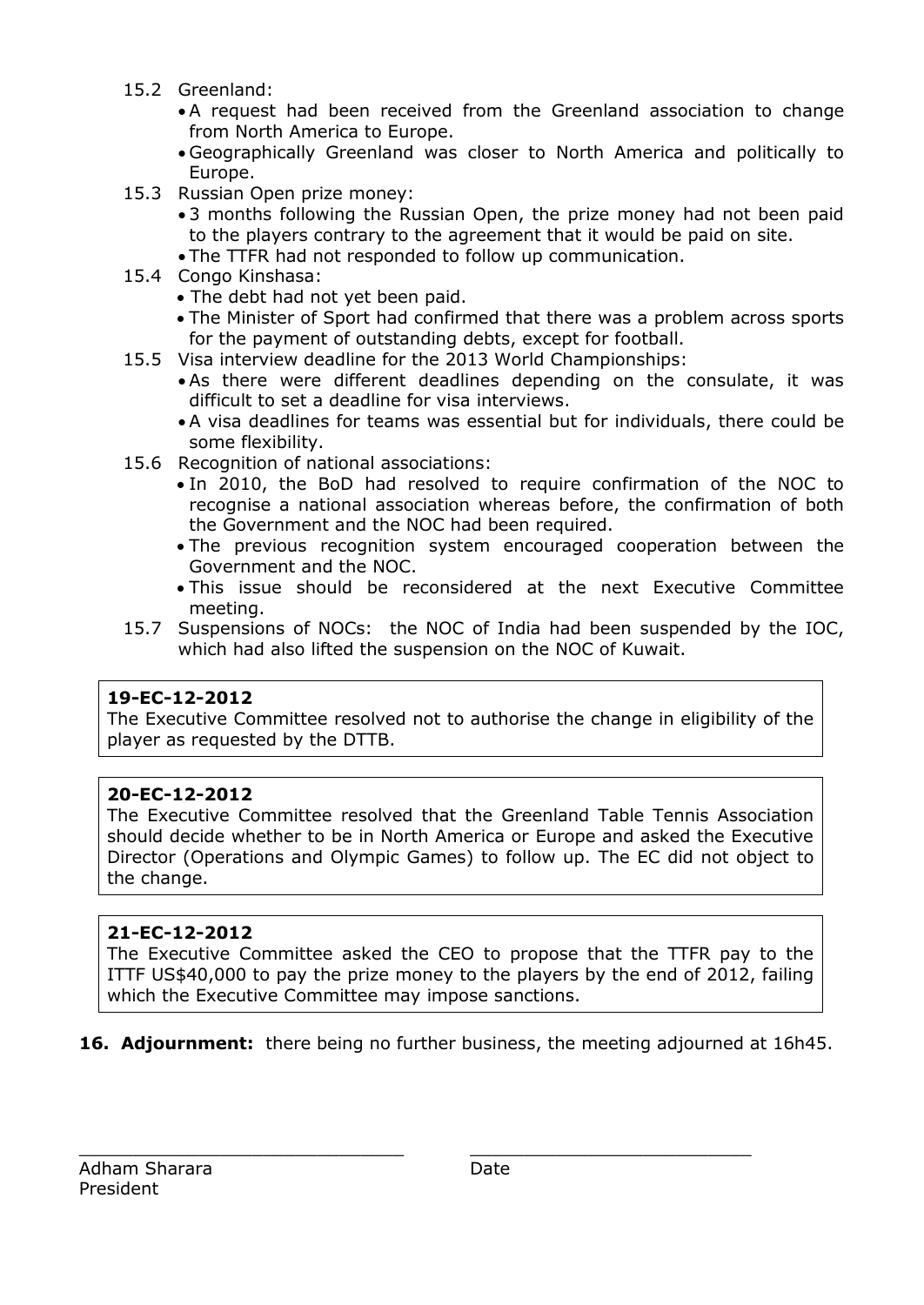15.2 Greenland:

- A request had been received from the Greenland association to change from North America to Europe.
- Geographically Greenland was closer to North America and politically to Europe.

15.3 Russian Open prize money:

- 3 months following the Russian Open, the prize money had not been paid to the players contrary to the agreement that it would be paid on site.
- The TTFR had not responded to follow up communication.

15.4 Congo Kinshasa:

- The debt had not yet been paid.
- The Minister of Sport had confirmed that there was a problem across sports for the payment of outstanding debts, except for football.

15.5 Visa interview deadline for the 2013 World Championships:

- As there were different deadlines depending on the consulate, it was difficult to set a deadline for visa interviews.
- A visa deadlines for teams was essential but for individuals, there could be some flexibility.

15.6 Recognition of national associations:

- In 2010, the BoD had resolved to require confirmation of the NOC to recognise a national association whereas before, the confirmation of both the Government and the NOC had been required.
- The previous recognition system encouraged cooperation between the Government and the NOC.
- This issue should be reconsidered at the next Executive Committee meeting.

15.7 Suspensions of NOCs: the NOC of India had been suspended by the IOC, which had also lifted the suspension on the NOC of Kuwait.

**19-EC-12-2012**
The Executive Committee resolved not to authorise the change in eligibility of the player as requested by the DTTB.

**20-EC-12-2012**
The Executive Committee resolved that the Greenland Table Tennis Association should decide whether to be in North America or Europe and asked the Executive Director (Operations and Olympic Games) to follow up. The EC did not object to the change.

**21-EC-12-2012**
The Executive Committee asked the CEO to propose that the TTFR pay to the ITTF US$40,000 to pay the prize money to the players by the end of 2012, failing which the Executive Committee may impose sanctions.

**16. Adjournment:** there being no further business, the meeting adjourned at 16h45.

______________________________ ___________________________

Adham Sharara Date
President